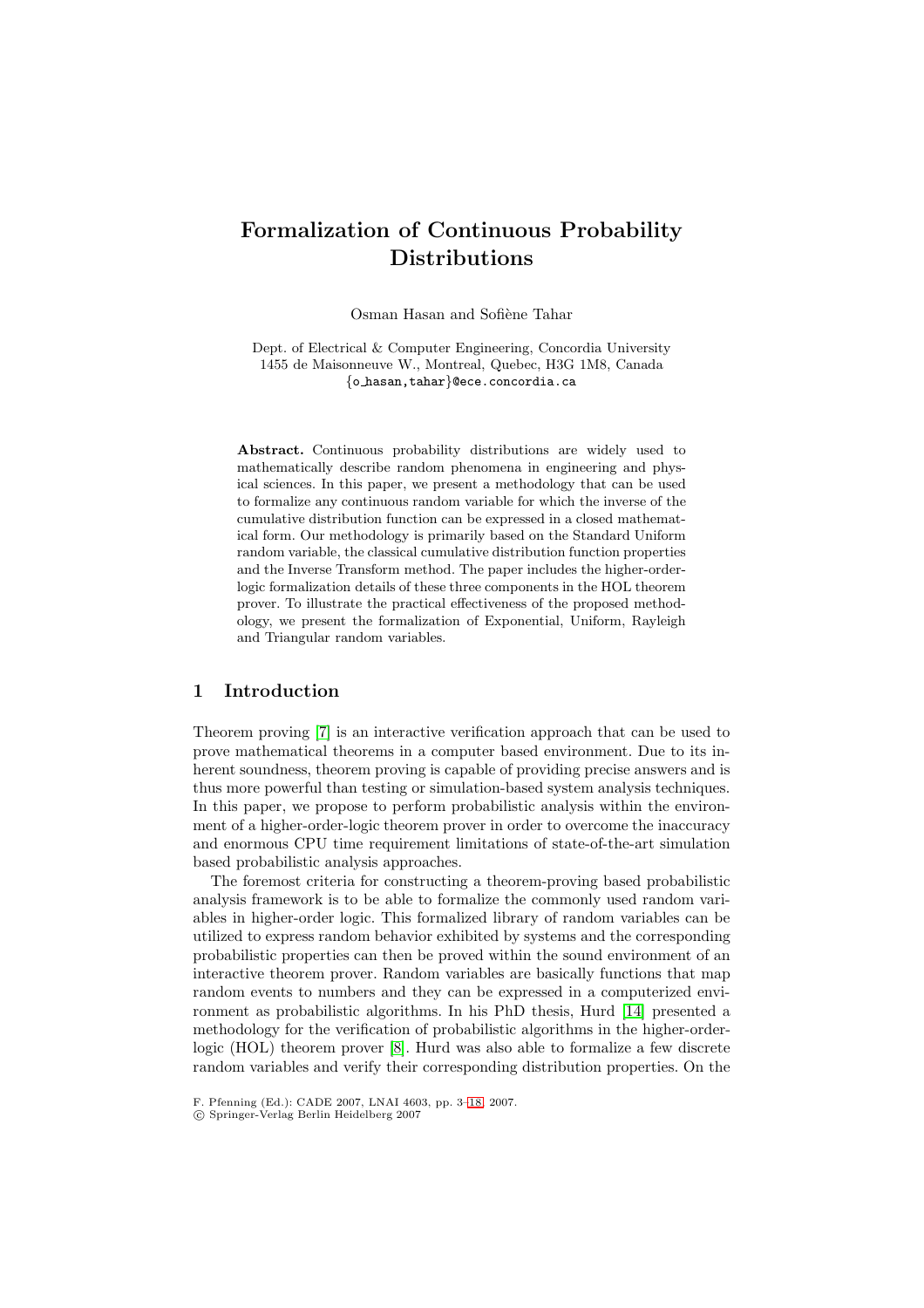# Formalization of Continuous Probability Distributions

Osman Hasan and Sofiène Tahar

Dept. of Electrical & Computer Engineering, Concordia University
1455 de Maisonneuve W., Montreal, Quebec, H3G 1M8, Canada
{o_hasan,tahar}@ece.concordia.ca

**Abstract.** Continuous probability distributions are widely used to mathematically describe random phenomena in engineering and physical sciences. In this paper, we present a methodology that can be used to formalize any continuous random variable for which the inverse of the cumulative distribution function can be expressed in a closed mathematical form. Our methodology is primarily based on the Standard Uniform random variable, the classical cumulative distribution function properties and the Inverse Transform method. The paper includes the higher-order-logic formalization details of these three components in the HOL theorem prover. To illustrate the practical effectiveness of the proposed methodology, we present the formalization of Exponential, Uniform, Rayleigh and Triangular random variables.

## 1 Introduction

Theorem proving [7] is an interactive verification approach that can be used to prove mathematical theorems in a computer based environment. Due to its inherent soundness, theorem proving is capable of providing precise answers and is thus more powerful than testing or simulation-based system analysis techniques. In this paper, we propose to perform probabilistic analysis within the environment of a higher-order-logic theorem prover in order to overcome the inaccuracy and enormous CPU time requirement limitations of state-of-the-art simulation based probabilistic analysis approaches.

The foremost criteria for constructing a theorem-proving based probabilistic analysis framework is to be able to formalize the commonly used random variables in higher-order logic. This formalized library of random variables can be utilized to express random behavior exhibited by systems and the corresponding probabilistic properties can then be proved within the sound environment of an interactive theorem prover. Random variables are basically functions that map random events to numbers and they can be expressed in a computerized environment as probabilistic algorithms. In his PhD thesis, Hurd [14] presented a methodology for the verification of probabilistic algorithms in the higher-order-logic (HOL) theorem prover [8]. Hurd was also able to formalize a few discrete random variables and verify their corresponding distribution properties. On the

F. Pfenning (Ed.): CADE 2007, LNAI 4603, pp. 3–18, 2007.
© Springer-Verlag Berlin Heidelberg 2007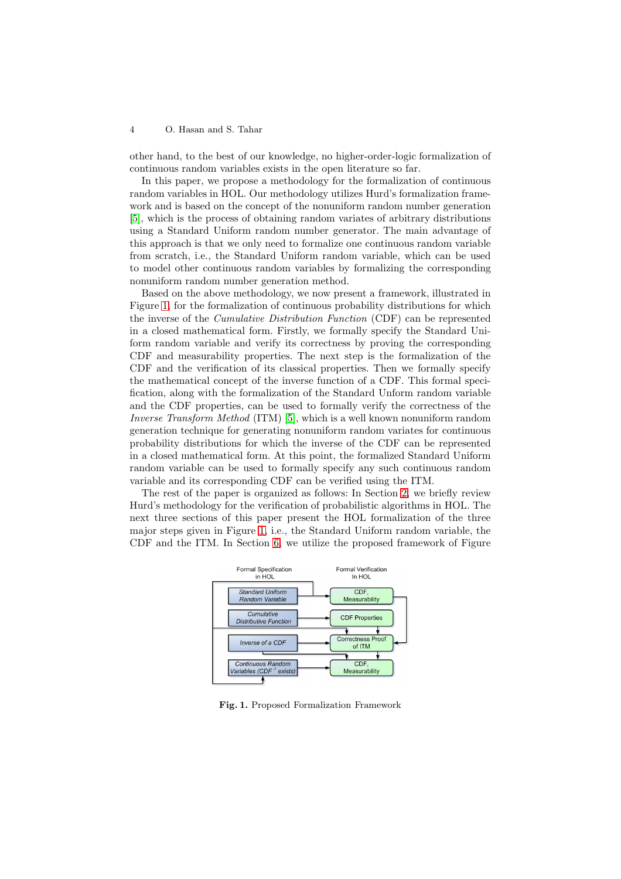other hand, to the best of our knowledge, no higher-order-logic formalization of continuous random variables exists in the open literature so far.

In this paper, we propose a methodology for the formalization of continuous random variables in HOL. Our methodology utilizes Hurd's formalization framework and is based on the concept of the nonuniform random number generation [5], which is the process of obtaining random variates of arbitrary distributions using a Standard Uniform random number generator. The main advantage of this approach is that we only need to formalize one continuous random variable from scratch, i.e., the Standard Uniform random variable, which can be used to model other continuous random variables by formalizing the corresponding nonuniform random number generation method.

Based on the above methodology, we now present a framework, illustrated in Figure 1, for the formalization of continuous probability distributions for which the inverse of the *Cumulative Distribution Function* (CDF) can be represented in a closed mathematical form. Firstly, we formally specify the Standard Uniform random variable and verify its correctness by proving the corresponding CDF and measurability properties. The next step is the formalization of the CDF and the verification of its classical properties. Then we formally specify the mathematical concept of the inverse function of a CDF. This formal specification, along with the formalization of the Standard Unform random variable and the CDF properties, can be used to formally verify the correctness of the *Inverse Transform Method* (ITM) [5], which is a well known nonuniform random generation technique for generating nonuniform random variates for continuous probability distributions for which the inverse of the CDF can be represented in a closed mathematical form. At this point, the formalized Standard Uniform random variable can be used to formally specify any such continuous random variable and its corresponding CDF can be verified using the ITM.

The rest of the paper is organized as follows: In Section 2, we briefly review Hurd's methodology for the verification of probabilistic algorithms in HOL. The next three sections of this paper present the HOL formalization of the three major steps given in Figure 1, i.e., the Standard Uniform random variable, the CDF and the ITM. In Section 6, we utilize the proposed framework of Figure

Formal Specification in HOL

Formal Verification In HOL

Standard Uniform Random Variable

CDF, Measurability

Cumulative Distributive Function

CDF Properties

Inverse of a CDF

Correctness Proof of ITM

Continuous Random Variables ($CDF^{-1}$ exists)

CDF, Measurability

**Fig. 1.** Proposed Formalization Framework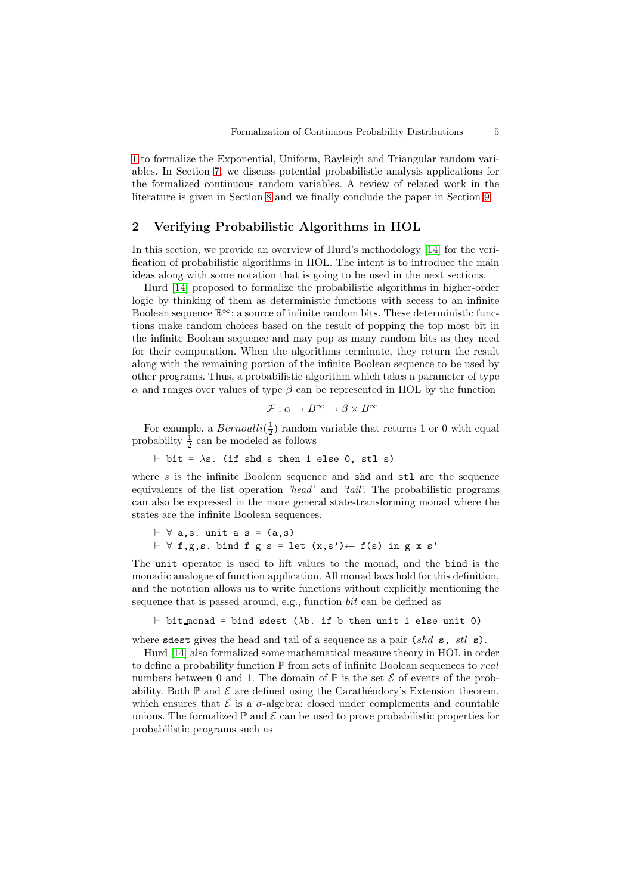1 to formalize the Exponential, Uniform, Rayleigh and Triangular random variables. In Section 7, we discuss potential probabilistic analysis applications for the formalized continuous random variables. A review of related work in the literature is given in Section 8 and we finally conclude the paper in Section 9.

## 2 Verifying Probabilistic Algorithms in HOL

In this section, we provide an overview of Hurd's methodology [14] for the verification of probabilistic algorithms in HOL. The intent is to introduce the main ideas along with some notation that is going to be used in the next sections.

Hurd [14] proposed to formalize the probabilistic algorithms in higher-order logic by thinking of them as deterministic functions with access to an infinite Boolean sequence $\mathbb{B}^\infty$; a source of infinite random bits. These deterministic functions make random choices based on the result of popping the top most bit in the infinite Boolean sequence and may pop as many random bits as they need for their computation. When the algorithms terminate, they return the result along with the remaining portion of the infinite Boolean sequence to be used by other programs. Thus, a probabilistic algorithm which takes a parameter of type $\alpha$ and ranges over values of type $\beta$ can be represented in HOL by the function

$$\mathcal{F} : \alpha \rightarrow B^\infty \rightarrow \beta \times B^\infty$$

For example, a $Bernoulli(\frac{1}{2})$ random variable that returns 1 or 0 with equal probability $\frac{1}{2}$ can be modeled as follows

```
⊢ bit = λs. (if shd s then 1 else 0, stl s)
```

where $s$ is the infinite Boolean sequence and `shd` and `stl` are the sequence equivalents of the list operation *'head'* and *'tail'*. The probabilistic programs can also be expressed in the more general state-transforming monad where the states are the infinite Boolean sequences.

```
⊢ ∀ a,s. unit a s = (a,s)
⊢ ∀ f,g,s. bind f g s = let (x,s')← f(s) in g x s'
```

The `unit` operator is used to lift values to the monad, and the `bind` is the monadic analogue of function application. All monad laws hold for this definition, and the notation allows us to write functions without explicitly mentioning the sequence that is passed around, e.g., function *bit* can be defined as

```
⊢ bit_monad = bind sdest (λb. if b then unit 1 else unit 0)
```

where `sdest` gives the head and tail of a sequence as a pair (*shd* `s`, *stl* `s`).

Hurd [14] also formalized some mathematical measure theory in HOL in order to define a probability function $\mathbb{P}$ from sets of infinite Boolean sequences to *real* numbers between 0 and 1. The domain of $\mathbb{P}$ is the set $\mathcal{E}$ of events of the probability. Both $\mathbb{P}$ and $\mathcal{E}$ are defined using the Carathéodory's Extension theorem, which ensures that $\mathcal{E}$ is a $\sigma$-algebra: closed under complements and countable unions. The formalized $\mathbb{P}$ and $\mathcal{E}$ can be used to prove probabilistic properties for probabilistic programs such as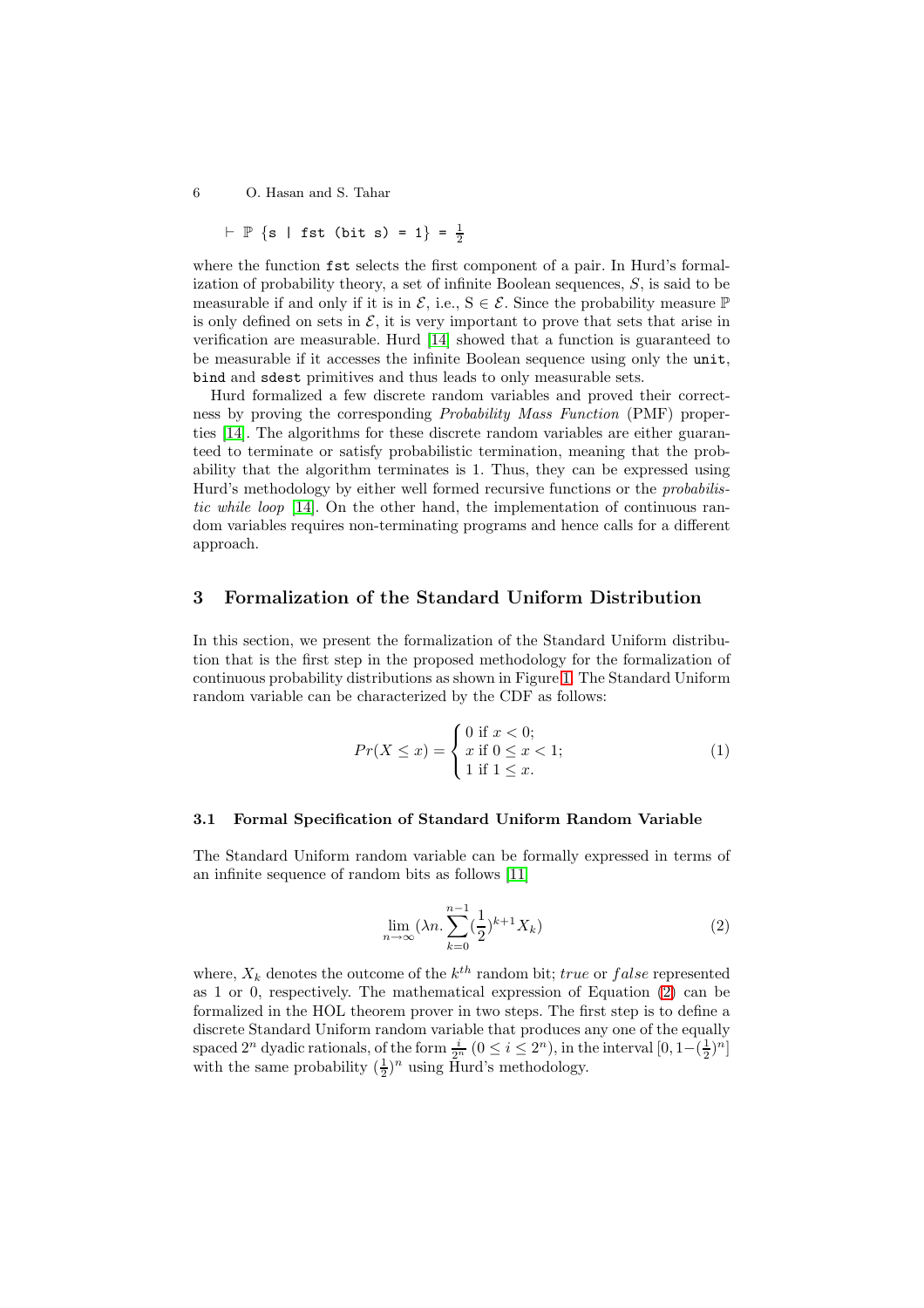$\vdash$ $\mathbb{P}$ {s | fst (bit s) = 1} = $\frac{1}{2}$

where the function `fst` selects the first component of a pair. In Hurd's formalization of probability theory, a set of infinite Boolean sequences, $S$, is said to be measurable if and only if it is in $\mathcal{E}$, i.e., $S \in \mathcal{E}$. Since the probability measure $\mathbb{P}$ is only defined on sets in $\mathcal{E}$, it is very important to prove that sets that arise in verification are measurable. Hurd [14] showed that a function is guaranteed to be measurable if it accesses the infinite Boolean sequence using only the `unit`, `bind` and `sdest` primitives and thus leads to only measurable sets.

Hurd formalized a few discrete random variables and proved their correctness by proving the corresponding *Probability Mass Function* (PMF) properties [14]. The algorithms for these discrete random variables are either guaranteed to terminate or satisfy probabilistic termination, meaning that the probability that the algorithm terminates is 1. Thus, they can be expressed using Hurd's methodology by either well formed recursive functions or the *probabilistic while loop* [14]. On the other hand, the implementation of continuous random variables requires non-terminating programs and hence calls for a different approach.

## 3 Formalization of the Standard Uniform Distribution

In this section, we present the formalization of the Standard Uniform distribution that is the first step in the proposed methodology for the formalization of continuous probability distributions as shown in Figure 1. The Standard Uniform random variable can be characterized by the CDF as follows:

$$Pr(X \leq x) = \begin{cases} 0 \text{ if } x < 0; \\ x \text{ if } 0 \leq x < 1; \\ 1 \text{ if } 1 \leq x. \end{cases} \tag{1}$$

### 3.1 Formal Specification of Standard Uniform Random Variable

The Standard Uniform random variable can be formally expressed in terms of an infinite sequence of random bits as follows [11]

$$\lim_{n \to \infty} (\lambda n. \sum_{k=0}^{n-1} (\frac{1}{2})^{k+1} X_k) \tag{2}$$

where, $X_k$ denotes the outcome of the $k^{th}$ random bit; $true$ or $false$ represented as 1 or 0, respectively. The mathematical expression of Equation (2) can be formalized in the HOL theorem prover in two steps. The first step is to define a discrete Standard Uniform random variable that produces any one of the equally spaced $2^n$ dyadic rationals, of the form $\frac{i}{2^n}$ $(0 \leq i \leq 2^n)$, in the interval $[0, 1-(\frac{1}{2})^n]$ with the same probability $(\frac{1}{2})^n$ using Hurd's methodology.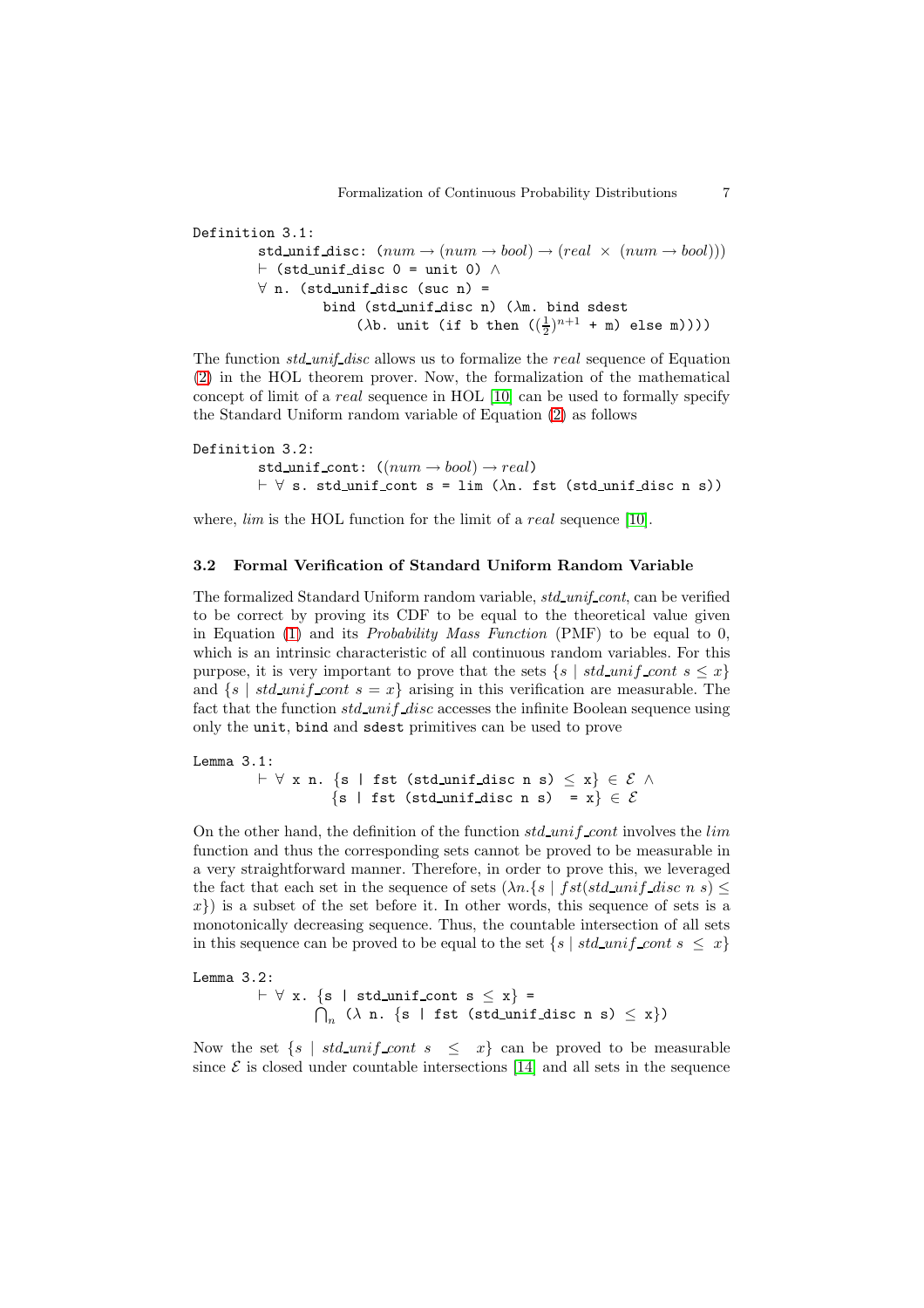Definition 3.1:

$$\texttt{std\_unif\_disc}: (num \rightarrow (num \rightarrow bool) \rightarrow (real \times (num \rightarrow bool)))$$

```
⊢ (std_unif_disc 0 = unit 0) ∧
∀ n. (std_unif_disc (suc n) =
        bind (std_unif_disc n) (λm. bind sdest
            (λb. unit (if b then ((1/2)^(n+1) + m) else m))))
```

The function *std_unif_disc* allows us to formalize the *real* sequence of Equation (2) in the HOL theorem prover. Now, the formalization of the mathematical concept of limit of a *real* sequence in HOL [10] can be used to formally specify the Standard Uniform random variable of Equation (2) as follows

Definition 3.2:

$$\texttt{std\_unif\_cont}: ((num \rightarrow bool) \rightarrow real)$$

```
⊢ ∀ s. std_unif_cont s = lim (λn. fst (std_unif_disc n s))
```

where, *lim* is the HOL function for the limit of a *real* sequence [10].

### 3.2 Formal Verification of Standard Uniform Random Variable

The formalized Standard Uniform random variable, *std_unif_cont*, can be verified to be correct by proving its CDF to be equal to the theoretical value given in Equation (1) and its *Probability Mass Function* (PMF) to be equal to 0, which is an intrinsic characteristic of all continuous random variables. For this purpose, it is very important to prove that the sets $\{s \mid std\_unif\_cont\ s \leq x\}$ and $\{s \mid std\_unif\_cont\ s = x\}$ arising in this verification are measurable. The fact that the function *std_unif_disc* accesses the infinite Boolean sequence using only the `unit`, `bind` and `sdest` primitives can be used to prove

Lemma 3.1:

```
⊢ ∀ x n. {s | fst (std_unif_disc n s) ≤ x} ∈ ℰ ∧
         {s | fst (std_unif_disc n s)  = x} ∈ ℰ
```

On the other hand, the definition of the function *std_unif_cont* involves the *lim* function and thus the corresponding sets cannot be proved to be measurable in a very straightforward manner. Therefore, in order to prove this, we leveraged the fact that each set in the sequence of sets $(\lambda n. \{s \mid fst(std\_unif\_disc\ n\ s) \leq x\})$ is a subset of the set before it. In other words, this sequence of sets is a monotonically decreasing sequence. Thus, the countable intersection of all sets in this sequence can be proved to be equal to the set $\{s \mid std\_unif\_cont\ s \leq x\}$

Lemma 3.2:

```
⊢ ∀ x. {s | std_unif_cont s ≤ x} =
        ⋂ₙ (λ n. {s | fst (std_unif_disc n s) ≤ x})
```

Now the set $\{s \mid std\_unif\_cont\ s \leq x\}$ can be proved to be measurable since $\mathcal{E}$ is closed under countable intersections [14] and all sets in the sequence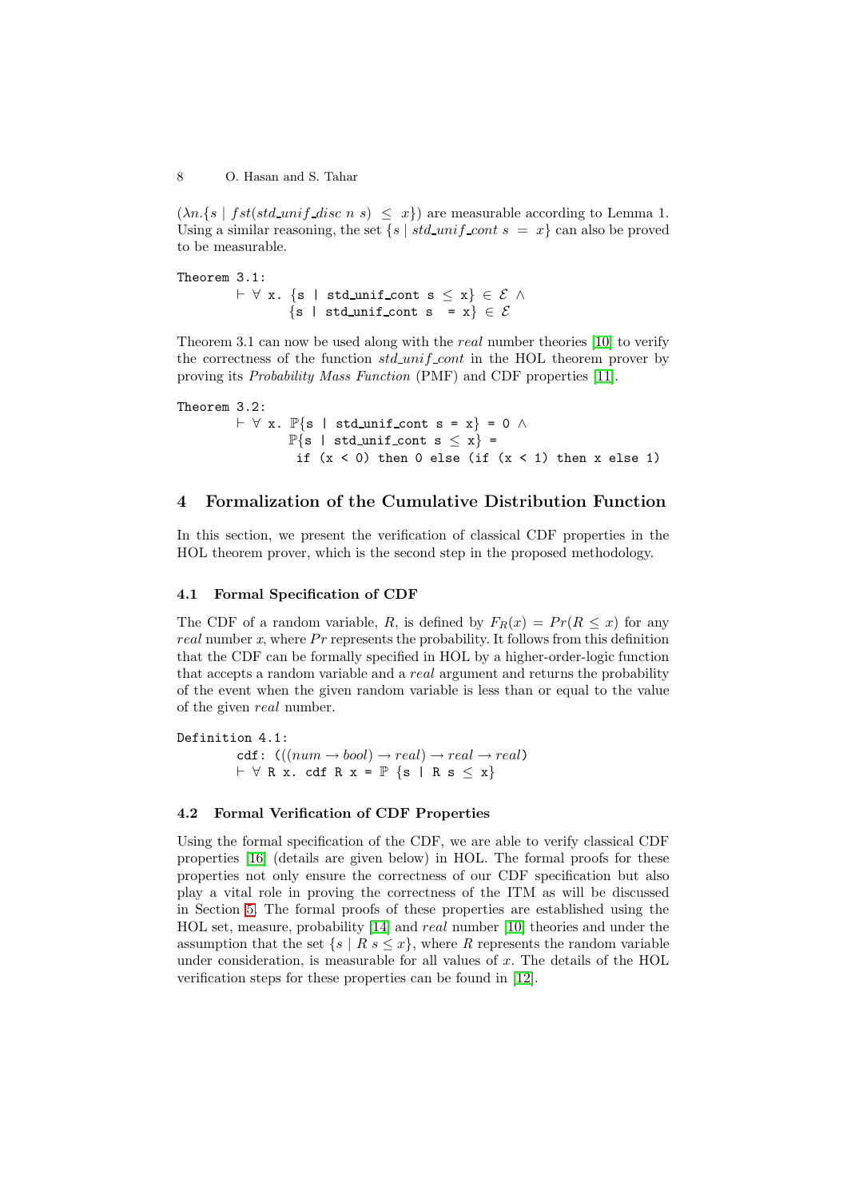$(\lambda n.\{s \mid fst(std\_unif\_disc\ n\ s) \leq x\})$ are measurable according to Lemma 1. Using a similar reasoning, the set $\{s \mid std\_unif\_cont\ s = x\}$ can also be proved to be measurable.

```
Theorem 3.1:
        ⊢ ∀ x. {s | std_unif_cont s ≤ x} ∈ ℰ ∧
               {s | std_unif_cont s  = x} ∈ ℰ
```

Theorem 3.1 can now be used along with the *real* number theories [10] to verify the correctness of the function *std_unif_cont* in the HOL theorem prover by proving its *Probability Mass Function* (PMF) and CDF properties [11].

```
Theorem 3.2:
        ⊢ ∀ x. ℙ{s | std_unif_cont s = x} = 0 ∧
               ℙ{s | std_unif_cont s ≤ x} =
                if (x < 0) then 0 else (if (x < 1) then x else 1)
```

## 4 Formalization of the Cumulative Distribution Function

In this section, we present the verification of classical CDF properties in the HOL theorem prover, which is the second step in the proposed methodology.

### 4.1 Formal Specification of CDF

The CDF of a random variable, $R$, is defined by $F_R(x) = Pr(R \leq x)$ for any *real* number $x$, where $Pr$ represents the probability. It follows from this definition that the CDF can be formally specified in HOL by a higher-order-logic function that accepts a random variable and a *real* argument and returns the probability of the event when the given random variable is less than or equal to the value of the given *real* number.

```
Definition 4.1:
        cdf: (((num → bool) → real) → real → real)
        ⊢ ∀ R x. cdf R x = ℙ {s | R s ≤ x}
```

### 4.2 Formal Verification of CDF Properties

Using the formal specification of the CDF, we are able to verify classical CDF properties [16] (details are given below) in HOL. The formal proofs for these properties not only ensure the correctness of our CDF specification but also play a vital role in proving the correctness of the ITM as will be discussed in Section 5. The formal proofs of these properties are established using the HOL set, measure, probability [14] and *real* number [10] theories and under the assumption that the set $\{s \mid R\ s \leq x\}$, where $R$ represents the random variable under consideration, is measurable for all values of $x$. The details of the HOL verification steps for these properties can be found in [12].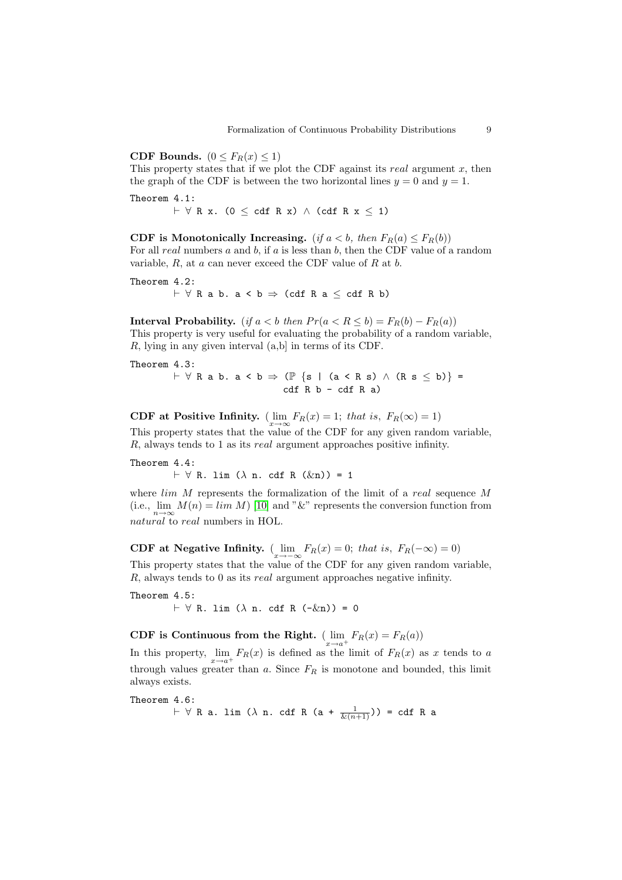**CDF Bounds.** $(0 \leq F_R(x) \leq 1)$
This property states that if we plot the CDF against its *real* argument $x$, then the graph of the CDF is between the two horizontal lines $y = 0$ and $y = 1$.

```
Theorem 4.1:
      ⊢ ∀ R x. (0 ≤ cdf R x) ∧ (cdf R x ≤ 1)
```

**CDF is Monotonically Increasing.** (*if* $a < b$, *then* $F_R(a) \leq F_R(b)$)
For all *real* numbers $a$ and $b$, if $a$ is less than $b$, then the CDF value of a random variable, $R$, at $a$ can never exceed the CDF value of $R$ at $b$.

```
Theorem 4.2:
      ⊢ ∀ R a b. a < b ⇒ (cdf R a ≤ cdf R b)
```

**Interval Probability.** (*if* $a < b$ *then* $Pr(a < R \leq b) = F_R(b) - F_R(a)$)
This property is very useful for evaluating the probability of a random variable, $R$, lying in any given interval (a,b] in terms of its CDF.

```
Theorem 4.3:
      ⊢ ∀ R a b. a < b ⇒ (ℙ {s | (a < R s) ∧ (R s ≤ b)} =
                           cdf R b - cdf R a)
```

**CDF at Positive Infinity.** ($\lim_{x \to \infty} F_R(x) = 1$; *that is,* $F_R(\infty) = 1$)
This property states that the value of the CDF for any given random variable, $R$, always tends to 1 as its *real* argument approaches positive infinity.

```
Theorem 4.4:
      ⊢ ∀ R. lim (λ n. cdf R (&n)) = 1
```

where *lim M* represents the formalization of the limit of a *real* sequence $M$ (i.e., $\lim_{n \to \infty} M(n) = lim\ M$) [10] and "&" represents the conversion function from *natural* to *real* numbers in HOL.

**CDF at Negative Infinity.** ($\lim_{x \to -\infty} F_R(x) = 0$; *that is,* $F_R(-\infty) = 0$)
This property states that the value of the CDF for any given random variable, $R$, always tends to 0 as its *real* argument approaches negative infinity.

```
Theorem 4.5:
      ⊢ ∀ R. lim (λ n. cdf R (-&n)) = 0
```

**CDF is Continuous from the Right.** ($\lim_{x \to a^+} F_R(x) = F_R(a)$)
In this property, $\lim_{x \to a^+} F_R(x)$ is defined as the limit of $F_R(x)$ as $x$ tends to $a$ through values greater than $a$. Since $F_R$ is monotone and bounded, this limit always exists.

```
Theorem 4.6:
      ⊢ ∀ R a. lim (λ n. cdf R (a + 1/&(n+1))) = cdf R a
```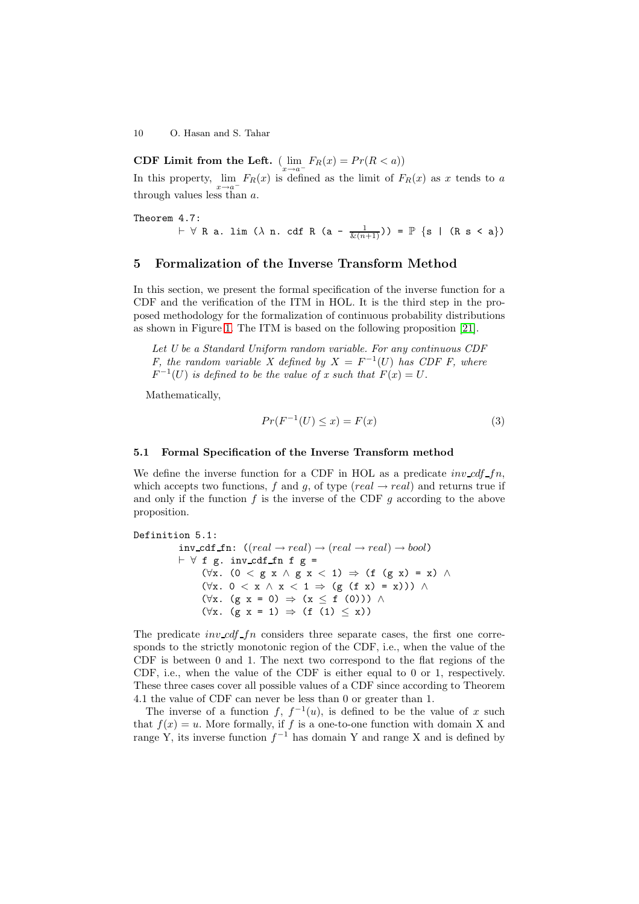**CDF Limit from the Left.** ($\lim_{x \to a^-} F_R(x) = Pr(R < a)$)

In this property, $\lim_{x \to a^-} F_R(x)$ is defined as the limit of $F_R(x)$ as $x$ tends to $a$ through values less than $a$.

```
Theorem 4.7:
        ⊢ ∀ R a. lim (λ n. cdf R (a - 1/&(n+1))) = ℙ {s | (R s < a)}
```

## 5 Formalization of the Inverse Transform Method

In this section, we present the formal specification of the inverse function for a CDF and the verification of the ITM in HOL. It is the third step in the proposed methodology for the formalization of continuous probability distributions as shown in Figure 1. The ITM is based on the following proposition [21].

*Let U be a Standard Uniform random variable. For any continuous CDF F, the random variable X defined by $X = F^{-1}(U)$ has CDF F, where $F^{-1}(U)$ is defined to be the value of x such that $F(x) = U$.*

Mathematically,

$$Pr(F^{-1}(U) \leq x) = F(x) \tag{3}$$

### 5.1 Formal Specification of the Inverse Transform method

We define the inverse function for a CDF in HOL as a predicate *inv_cdf_fn*, which accepts two functions, $f$ and $g$, of type $(real \rightarrow real)$ and returns true if and only if the function $f$ is the inverse of the CDF $g$ according to the above proposition.

```
Definition 5.1:
        inv_cdf_fn: ((real → real) → (real → real) → bool)
        ⊢ ∀ f g. inv_cdf_fn f g =
            (∀x. (0 < g x ∧ g x < 1) ⇒ (f (g x) = x) ∧
            (∀x. 0 < x ∧ x < 1 ⇒ (g (f x) = x))) ∧
            (∀x. (g x = 0) ⇒ (x ≤ f (0))) ∧
            (∀x. (g x = 1) ⇒ (f (1) ≤ x))
```

The predicate *inv_cdf_fn* considers three separate cases, the first one corresponds to the strictly monotonic region of the CDF, i.e., when the value of the CDF is between 0 and 1. The next two correspond to the flat regions of the CDF, i.e., when the value of the CDF is either equal to 0 or 1, respectively. These three cases cover all possible values of a CDF since according to Theorem 4.1 the value of CDF can never be less than 0 or greater than 1.

The inverse of a function $f$, $f^{-1}(u)$, is defined to be the value of $x$ such that $f(x) = u$. More formally, if $f$ is a one-to-one function with domain X and range Y, its inverse function $f^{-1}$ has domain Y and range X and is defined by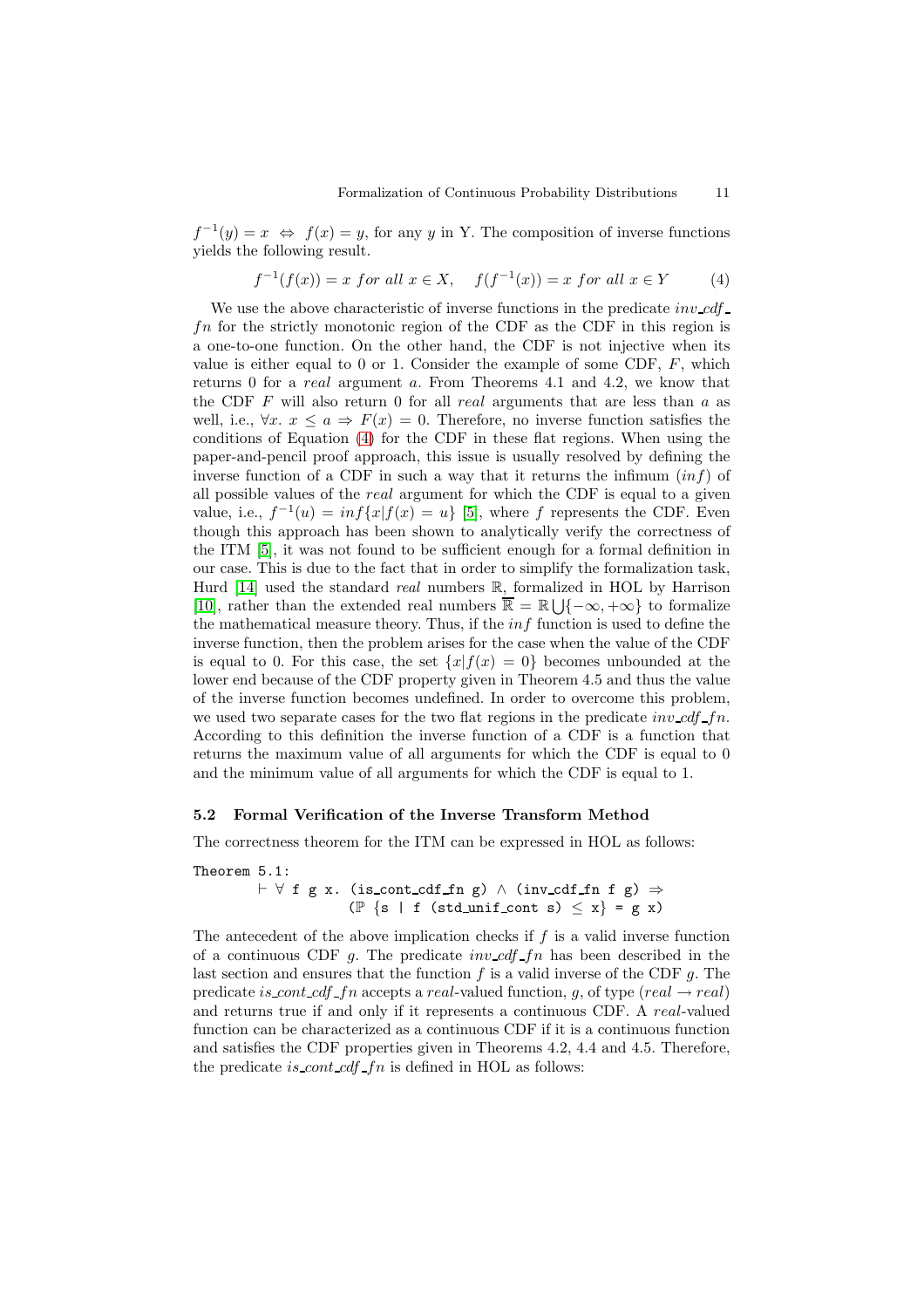$f^{-1}(y) = x \Leftrightarrow f(x) = y$, for any $y$ in Y. The composition of inverse functions yields the following result.

$$f^{-1}(f(x)) = x \; for \; all \; x \in X, \quad f(f^{-1}(x)) = x \; for \; all \; x \in Y \tag{4}$$

We use the above characteristic of inverse functions in the predicate *inv_cdf_fn* for the strictly monotonic region of the CDF as the CDF in this region is a one-to-one function. On the other hand, the CDF is not injective when its value is either equal to 0 or 1. Consider the example of some CDF, $F$, which returns 0 for a *real* argument $a$. From Theorems 4.1 and 4.2, we know that the CDF $F$ will also return 0 for all *real* arguments that are less than $a$ as well, i.e., $\forall x.\ x \leq a \Rightarrow F(x) = 0$. Therefore, no inverse function satisfies the conditions of Equation (4) for the CDF in these flat regions. When using the paper-and-pencil proof approach, this issue is usually resolved by defining the inverse function of a CDF in such a way that it returns the infimum ($inf$) of all possible values of the *real* argument for which the CDF is equal to a given value, i.e., $f^{-1}(u) = inf\{x|f(x) = u\}$ [5], where $f$ represents the CDF. Even though this approach has been shown to analytically verify the correctness of the ITM [5], it was not found to be sufficient enough for a formal definition in our case. This is due to the fact that in order to simplify the formalization task, Hurd [14] used the standard *real* numbers $\mathbb{R}$, formalized in HOL by Harrison [10], rather than the extended real numbers $\overline{\mathbb{R}} = \mathbb{R} \bigcup \{-\infty, +\infty\}$ to formalize the mathematical measure theory. Thus, if the $inf$ function is used to define the inverse function, then the problem arises for the case when the value of the CDF is equal to 0. For this case, the set $\{x|f(x) = 0\}$ becomes unbounded at the lower end because of the CDF property given in Theorem 4.5 and thus the value of the inverse function becomes undefined. In order to overcome this problem, we used two separate cases for the two flat regions in the predicate *inv_cdf_fn*. According to this definition the inverse function of a CDF is a function that returns the maximum value of all arguments for which the CDF is equal to 0 and the minimum value of all arguments for which the CDF is equal to 1.

### 5.2 Formal Verification of the Inverse Transform Method

The correctness theorem for the ITM can be expressed in HOL as follows:

```
Theorem 5.1:
        ⊢ ∀ f g x. (is_cont_cdf_fn g) ∧ (inv_cdf_fn f g) ⇒
                   (ℙ {s | f (std_unif_cont s) ≤ x} = g x)
```

The antecedent of the above implication checks if $f$ is a valid inverse function of a continuous CDF $g$. The predicate *inv_cdf_fn* has been described in the last section and ensures that the function $f$ is a valid inverse of the CDF $g$. The predicate *is_cont_cdf_fn* accepts a *real*-valued function, $g$, of type ($real \rightarrow real$) and returns true if and only if it represents a continuous CDF. A *real*-valued function can be characterized as a continuous CDF if it is a continuous function and satisfies the CDF properties given in Theorems 4.2, 4.4 and 4.5. Therefore, the predicate *is_cont_cdf_fn* is defined in HOL as follows: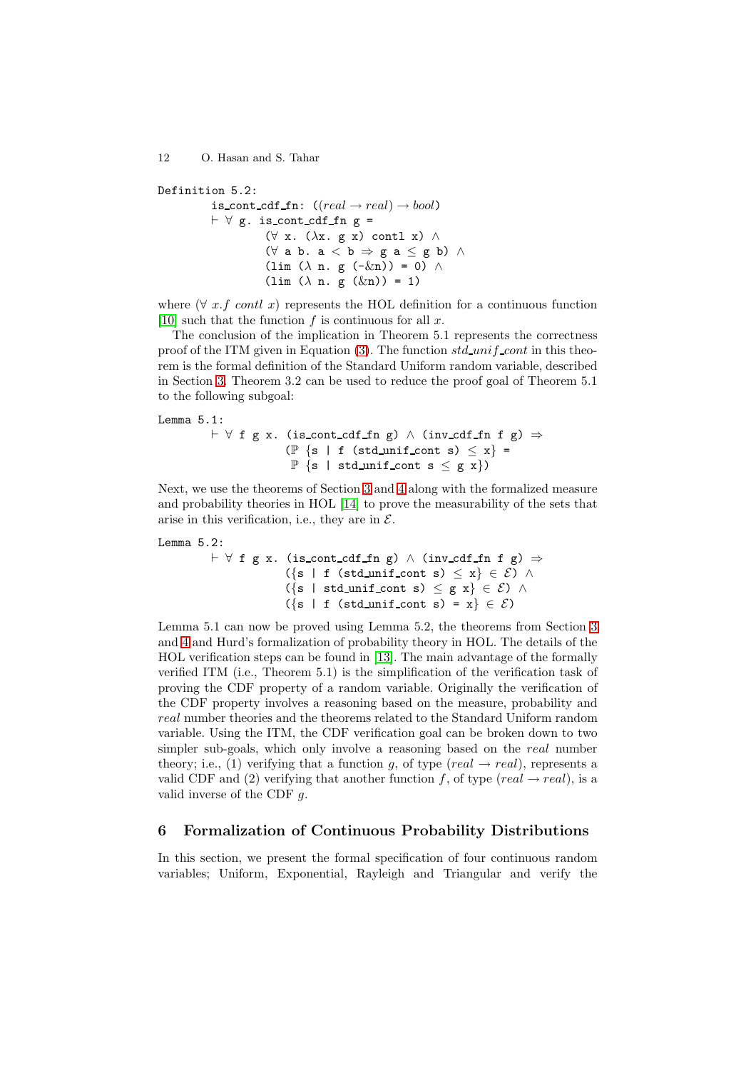```
Definition 5.2:
        is_cont_cdf_fn: ((real → real) → bool)
        ⊢ ∀ g. is_cont_cdf_fn g =
                (∀ x. (λx. g x) contl x) ∧
                (∀ a b. a < b ⇒ g a ≤ g b) ∧
                (lim (λ n. g (-&n)) = 0) ∧
                (lim (λ n. g (&n)) = 1)
```

where ($\forall$ $x.f$ *contl* $x$) represents the HOL definition for a continuous function [10] such that the function $f$ is continuous for all $x$.

The conclusion of the implication in Theorem 5.1 represents the correctness proof of the ITM given in Equation (3). The function *std_unif_cont* in this theorem is the formal definition of the Standard Uniform random variable, described in Section 3. Theorem 3.2 can be used to reduce the proof goal of Theorem 5.1 to the following subgoal:

```
Lemma 5.1:
        ⊢ ∀ f g x. (is_cont_cdf_fn g) ∧ (inv_cdf_fn f g) ⇒
                (ℙ {s | f (std_unif_cont s) ≤ x} =
                 ℙ {s | std_unif_cont s ≤ g x})
```

Next, we use the theorems of Section 3 and 4 along with the formalized measure and probability theories in HOL [14] to prove the measurability of the sets that arise in this verification, i.e., they are in $\mathcal{E}$.

```
Lemma 5.2:
        ⊢ ∀ f g x. (is_cont_cdf_fn g) ∧ (inv_cdf_fn f g) ⇒
                ({s | f (std_unif_cont s) ≤ x} ∈ ℰ) ∧
                ({s | std_unif_cont s) ≤ g x} ∈ ℰ) ∧
                ({s | f (std_unif_cont s) = x} ∈ ℰ)
```

Lemma 5.1 can now be proved using Lemma 5.2, the theorems from Section 3 and 4 and Hurd's formalization of probability theory in HOL. The details of the HOL verification steps can be found in [13]. The main advantage of the formally verified ITM (i.e., Theorem 5.1) is the simplification of the verification task of proving the CDF property of a random variable. Originally the verification of the CDF property involves a reasoning based on the measure, probability and *real* number theories and the theorems related to the Standard Uniform random variable. Using the ITM, the CDF verification goal can be broken down to two simpler sub-goals, which only involve a reasoning based on the *real* number theory; i.e., (1) verifying that a function $g$, of type ($real \rightarrow real$), represents a valid CDF and (2) verifying that another function $f$, of type ($real \rightarrow real$), is a valid inverse of the CDF $g$.

## 6 Formalization of Continuous Probability Distributions

In this section, we present the formal specification of four continuous random variables; Uniform, Exponential, Rayleigh and Triangular and verify the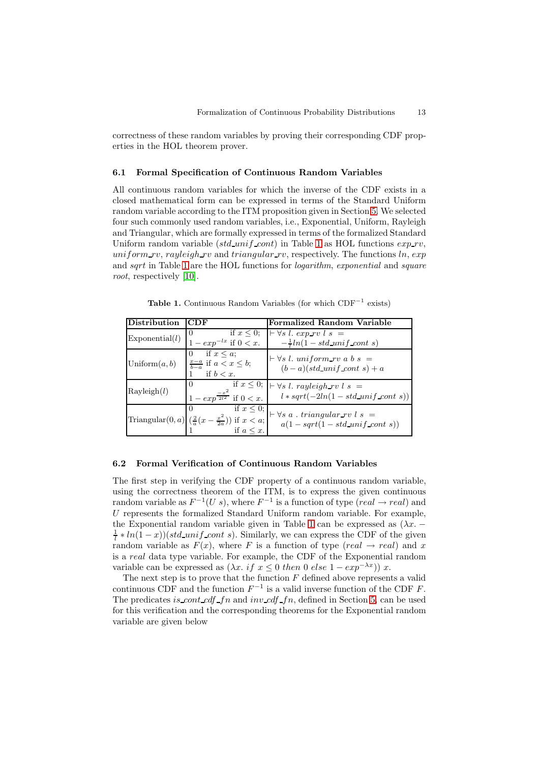correctness of these random variables by proving their corresponding CDF properties in the HOL theorem prover.

### 6.1 Formal Specification of Continuous Random Variables

All continuous random variables for which the inverse of the CDF exists in a closed mathematical form can be expressed in terms of the Standard Uniform random variable according to the ITM proposition given in Section 5. We selected four such commonly used random variables, i.e., Exponential, Uniform, Rayleigh and Triangular, which are formally expressed in terms of the formalized Standard Uniform random variable (*std_unif_cont*) in Table 1 as HOL functions *exp_rv*, *uniform_rv*, *rayleigh_rv* and *triangular_rv*, respectively. The functions *ln*, *exp* and *sqrt* in Table 1 are the HOL functions for *logarithm*, *exponential* and *square root*, respectively [10].

**Table 1.** Continuous Random Variables (for which $\mathrm{CDF}^{-1}$ exists)

| Distribution | CDF | Formalized Random Variable |
|---|---|---|
| Exponential($l$) | $0$ if $x \leq 0$; $1 - exp^{-lx}$ if $0 < x$. | $\vdash \forall s\ l.\ exp\_rv\ l\ s\ = -\frac{1}{l} ln(1 - std\_unif\_cont\ s)$ |
| Uniform($a, b$) | $0$ if $x \leq a$; $\frac{x-a}{b-a}$ if $a < x \leq b$; $1$ if $b < x$. | $\vdash \forall s\ l.\ uniform\_rv\ a\ b\ s\ = (b-a)(std\_unif\_cont\ s) + a$ |
| Rayleigh($l$) | $0$ if $x \leq 0$; $1 - exp^{\frac{-x^2}{2l^2}}$ if $0 < x$. | $\vdash \forall s\ l.\ rayleigh\_rv\ l\ s\ = l * sqrt(-2ln(1 - std\_unif\_cont\ s))$ |
| Triangular($0, a$) | $0$ if $x \leq 0$; $(\frac{2}{a}(x - \frac{x^2}{2a}))$ if $x < a$; $1$ if $a \leq x$. | $\vdash \forall s\ a\ .\ triangular\_rv\ l\ s\ = a(1 - sqrt(1 - std\_unif\_cont\ s))$ |

### 6.2 Formal Verification of Continuous Random Variables

The first step in verifying the CDF property of a continuous random variable, using the correctness theorem of the ITM, is to express the given continuous random variable as $F^{-1}(U\ s)$, where $F^{-1}$ is a function of type ($real \rightarrow real$) and $U$ represents the formalized Standard Uniform random variable. For example, the Exponential random variable given in Table 1 can be expressed as $(\lambda x. -\frac{1}{l} * ln(1-x))(std\_unif\_cont\ s)$. Similarly, we can express the CDF of the given random variable as $F(x)$, where $F$ is a function of type ($real \rightarrow real$) and $x$ is a *real* data type variable. For example, the CDF of the Exponential random variable can be expressed as $(\lambda x.\ if\ x \leq 0\ then\ 0\ else\ 1 - exp^{-\lambda x}))\ x$.

The next step is to prove that the function $F$ defined above represents a valid continuous CDF and the function $F^{-1}$ is a valid inverse function of the CDF $F$. The predicates *is_cont_cdf_fn* and *inv_cdf_fn*, defined in Section 5, can be used for this verification and the corresponding theorems for the Exponential random variable are given below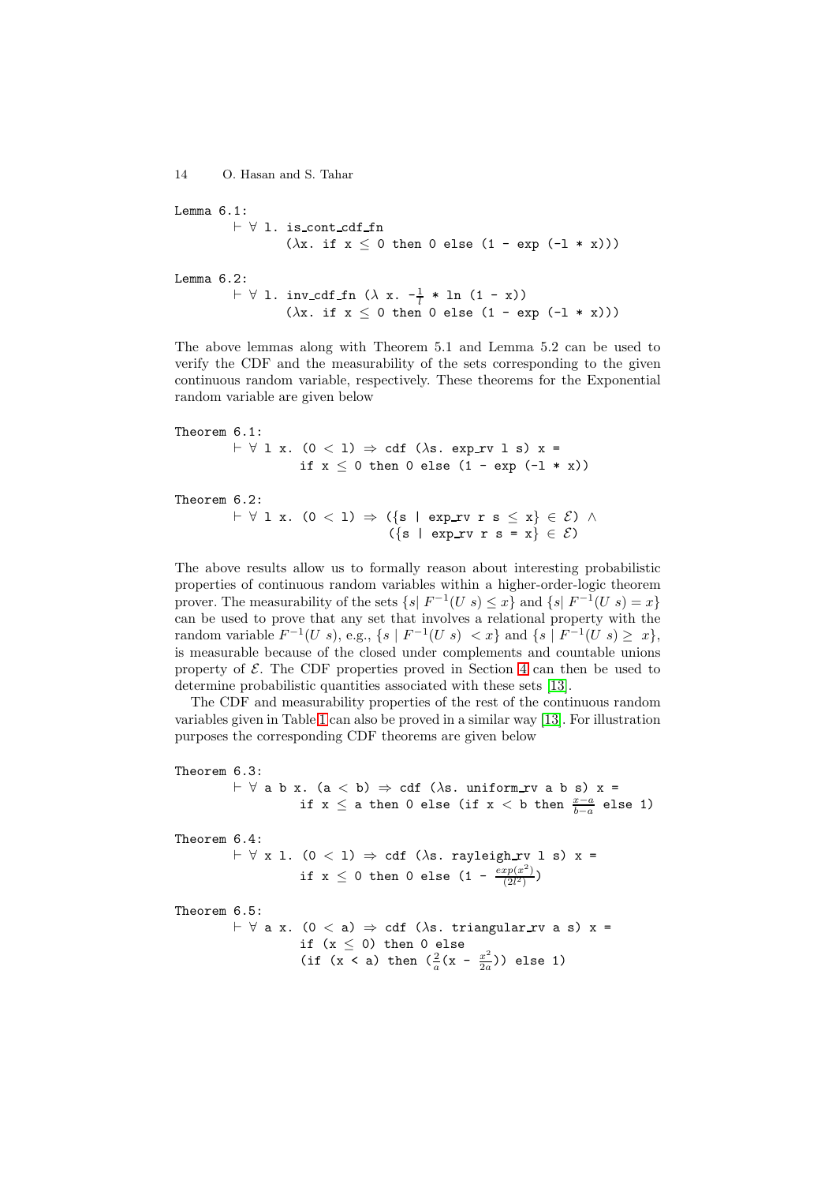```
Lemma 6.1:
        ⊢ ∀ l. is_cont_cdf_fn
               (λx. if x ≤ 0 then 0 else (1 - exp (-l * x)))

Lemma 6.2:
        ⊢ ∀ l. inv_cdf_fn (λ x. -1/l * ln (1 - x))
               (λx. if x ≤ 0 then 0 else (1 - exp (-l * x)))
```

The above lemmas along with Theorem 5.1 and Lemma 5.2 can be used to verify the CDF and the measurability of the sets corresponding to the given continuous random variable, respectively. These theorems for the Exponential random variable are given below

```
Theorem 6.1:
        ⊢ ∀ l x. (0 < l) ⇒ cdf (λs. exp_rv l s) x =
                 if x ≤ 0 then 0 else (1 - exp (-l * x))

Theorem 6.2:
        ⊢ ∀ l x. (0 < l) ⇒ ({s | exp_rv r s ≤ x} ∈ ℰ) ∧
                            ({s | exp_rv r s = x} ∈ ℰ)
```

The above results allow us to formally reason about interesting probabilistic properties of continuous random variables within a higher-order-logic theorem prover. The measurability of the sets $\{s| \ F^{-1}(U\ s) \leq x\}$ and $\{s| \ F^{-1}(U\ s) = x\}$ can be used to prove that any set that involves a relational property with the random variable $F^{-1}(U\ s)$, e.g., $\{s \mid F^{-1}(U\ s) < x\}$ and $\{s \mid F^{-1}(U\ s) \geq x\}$, is measurable because of the closed under complements and countable unions property of $\mathcal{E}$. The CDF properties proved in Section 4 can then be used to determine probabilistic quantities associated with these sets [13].

The CDF and measurability properties of the rest of the continuous random variables given in Table 1 can also be proved in a similar way [13]. For illustration purposes the corresponding CDF theorems are given below

```
Theorem 6.3:
        ⊢ ∀ a b x. (a < b) ⇒ cdf (λs. uniform_rv a b s) x =
                 if x ≤ a then 0 else (if x < b then (x-a)/(b-a) else 1)

Theorem 6.4:
        ⊢ ∀ x l. (0 < l) ⇒ cdf (λs. rayleigh_rv l s) x =
                 if x ≤ 0 then 0 else (1 - exp(x^2)/(2l^2))

Theorem 6.5:
        ⊢ ∀ a x. (0 < a) ⇒ cdf (λs. triangular_rv a s) x =
                 if (x ≤ 0) then 0 else
                 (if (x < a) then (2/a (x - x^2/2a)) else 1)
```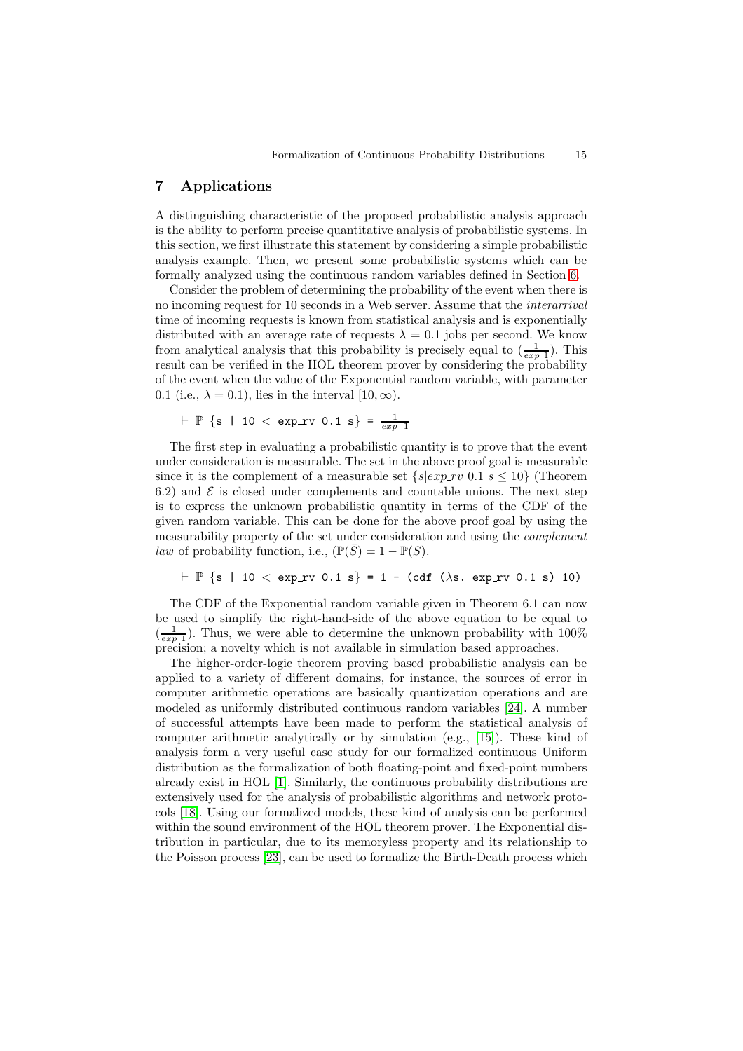## 7 Applications

A distinguishing characteristic of the proposed probabilistic analysis approach is the ability to perform precise quantitative analysis of probabilistic systems. In this section, we first illustrate this statement by considering a simple probabilistic analysis example. Then, we present some probabilistic systems which can be formally analyzed using the continuous random variables defined in Section 6.

Consider the problem of determining the probability of the event when there is no incoming request for 10 seconds in a Web server. Assume that the *interarrival* time of incoming requests is known from statistical analysis and is exponentially distributed with an average rate of requests $\lambda = 0.1$ jobs per second. We know from analytical analysis that this probability is precisely equal to $(\frac{1}{exp\ 1})$. This result can be verified in the HOL theorem prover by considering the probability of the event when the value of the Exponential random variable, with parameter 0.1 (i.e., $\lambda = 0.1$), lies in the interval $[10, \infty)$.

$$\vdash \mathbb{P}\ \{\texttt{s}\ |\ \texttt{10} < \texttt{exp\_rv 0.1 s}\} = \frac{1}{exp\ 1}$$

The first step in evaluating a probabilistic quantity is to prove that the event under consideration is measurable. The set in the above proof goal is measurable since it is the complement of a measurable set $\{s|exp\_rv\ 0.1\ s \leq 10\}$ (Theorem 6.2) and $\mathcal{E}$ is closed under complements and countable unions. The next step is to express the unknown probabilistic quantity in terms of the CDF of the given random variable. This can be done for the above proof goal by using the measurability property of the set under consideration and using the *complement law* of probability function, i.e., $(\mathbb{P}(\bar{S}) = 1 - \mathbb{P}(S)$.

$$\vdash \mathbb{P}\ \{\texttt{s}\ |\ \texttt{10} < \texttt{exp\_rv 0.1 s}\} = \texttt{1 - (cdf }(\lambda\texttt{s. exp\_rv 0.1 s) 10)}$$

The CDF of the Exponential random variable given in Theorem 6.1 can now be used to simplify the right-hand-side of the above equation to be equal to $(\frac{1}{exp\ 1})$. Thus, we were able to determine the unknown probability with 100% precision; a novelty which is not available in simulation based approaches.

The higher-order-logic theorem proving based probabilistic analysis can be applied to a variety of different domains, for instance, the sources of error in computer arithmetic operations are basically quantization operations and are modeled as uniformly distributed continuous random variables [24]. A number of successful attempts have been made to perform the statistical analysis of computer arithmetic analytically or by simulation (e.g., [15]). These kind of analysis form a very useful case study for our formalized continuous Uniform distribution as the formalization of both floating-point and fixed-point numbers already exist in HOL [1]. Similarly, the continuous probability distributions are extensively used for the analysis of probabilistic algorithms and network protocols [18]. Using our formalized models, these kind of analysis can be performed within the sound environment of the HOL theorem prover. The Exponential distribution in particular, due to its memoryless property and its relationship to the Poisson process [23], can be used to formalize the Birth-Death process which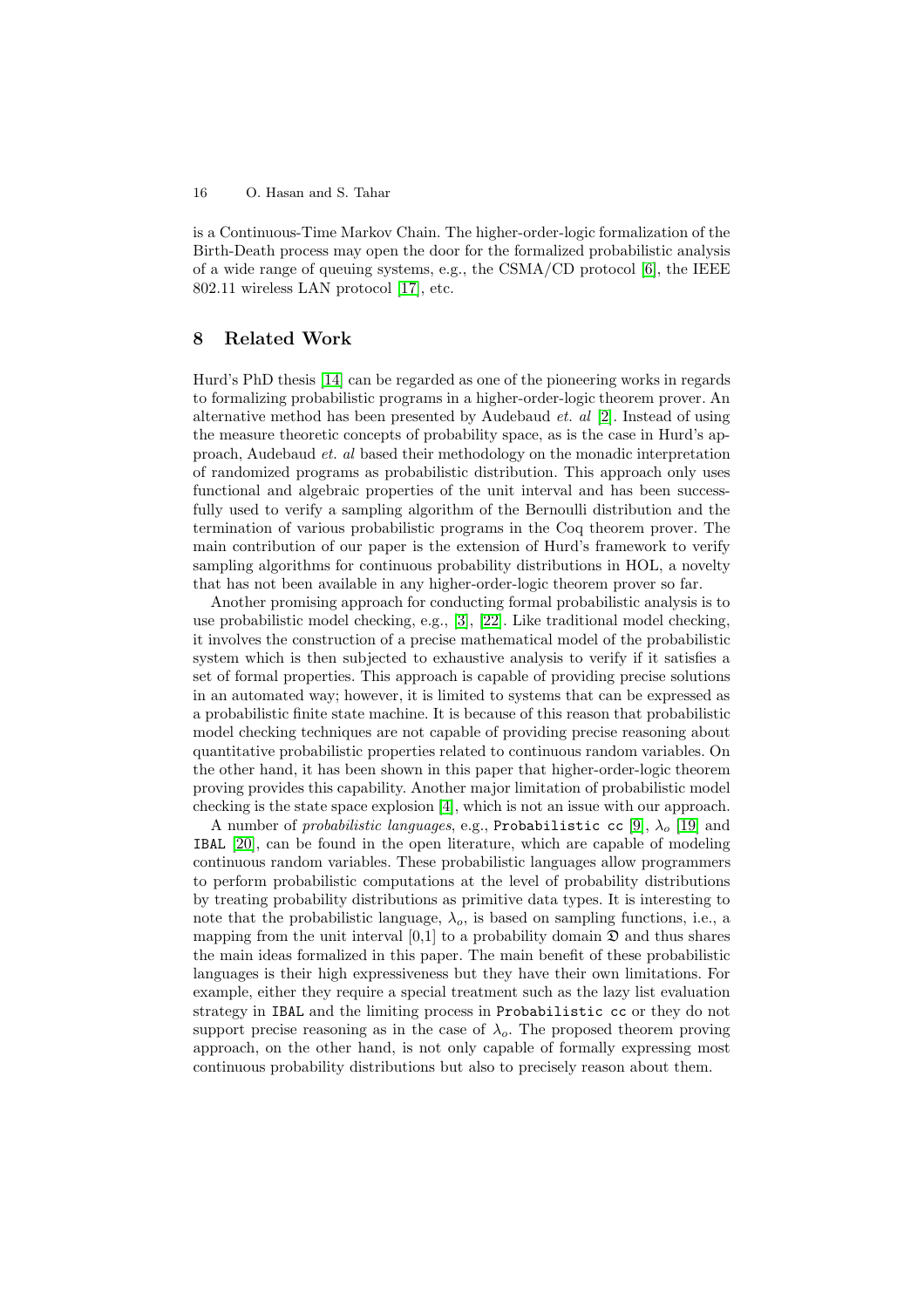is a Continuous-Time Markov Chain. The higher-order-logic formalization of the Birth-Death process may open the door for the formalized probabilistic analysis of a wide range of queuing systems, e.g., the CSMA/CD protocol [6], the IEEE 802.11 wireless LAN protocol [17], etc.

## 8 Related Work

Hurd's PhD thesis [14] can be regarded as one of the pioneering works in regards to formalizing probabilistic programs in a higher-order-logic theorem prover. An alternative method has been presented by Audebaud *et. al* [2]. Instead of using the measure theoretic concepts of probability space, as is the case in Hurd's approach, Audebaud *et. al* based their methodology on the monadic interpretation of randomized programs as probabilistic distribution. This approach only uses functional and algebraic properties of the unit interval and has been successfully used to verify a sampling algorithm of the Bernoulli distribution and the termination of various probabilistic programs in the Coq theorem prover. The main contribution of our paper is the extension of Hurd's framework to verify sampling algorithms for continuous probability distributions in HOL, a novelty that has not been available in any higher-order-logic theorem prover so far.

Another promising approach for conducting formal probabilistic analysis is to use probabilistic model checking, e.g., [3], [22]. Like traditional model checking, it involves the construction of a precise mathematical model of the probabilistic system which is then subjected to exhaustive analysis to verify if it satisfies a set of formal properties. This approach is capable of providing precise solutions in an automated way; however, it is limited to systems that can be expressed as a probabilistic finite state machine. It is because of this reason that probabilistic model checking techniques are not capable of providing precise reasoning about quantitative probabilistic properties related to continuous random variables. On the other hand, it has been shown in this paper that higher-order-logic theorem proving provides this capability. Another major limitation of probabilistic model checking is the state space explosion [4], which is not an issue with our approach.

A number of *probabilistic languages*, e.g., `Probabilistic cc` [9], $\lambda_o$ [19] and `IBAL` [20], can be found in the open literature, which are capable of modeling continuous random variables. These probabilistic languages allow programmers to perform probabilistic computations at the level of probability distributions by treating probability distributions as primitive data types. It is interesting to note that the probabilistic language, $\lambda_o$, is based on sampling functions, i.e., a mapping from the unit interval [0,1] to a probability domain $\mathfrak{D}$ and thus shares the main ideas formalized in this paper. The main benefit of these probabilistic languages is their high expressiveness but they have their own limitations. For example, either they require a special treatment such as the lazy list evaluation strategy in `IBAL` and the limiting process in `Probabilistic cc` or they do not support precise reasoning as in the case of $\lambda_o$. The proposed theorem proving approach, on the other hand, is not only capable of formally expressing most continuous probability distributions but also to precisely reason about them.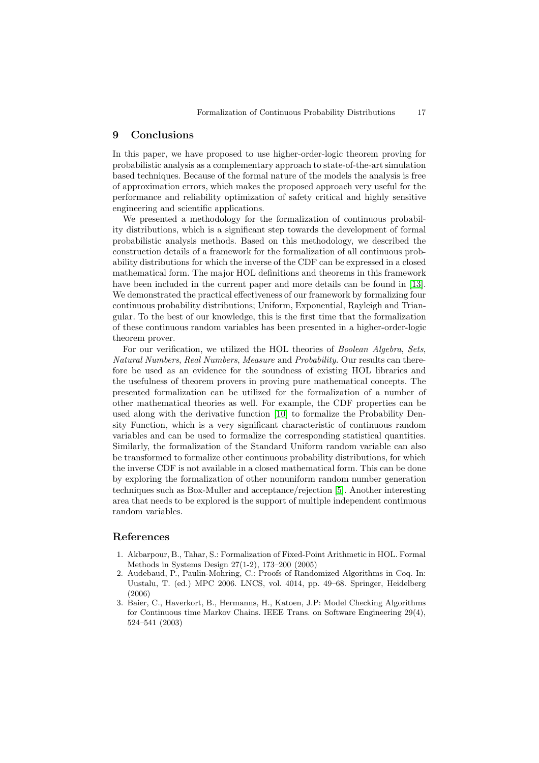## 9 Conclusions

In this paper, we have proposed to use higher-order-logic theorem proving for probabilistic analysis as a complementary approach to state-of-the-art simulation based techniques. Because of the formal nature of the models the analysis is free of approximation errors, which makes the proposed approach very useful for the performance and reliability optimization of safety critical and highly sensitive engineering and scientific applications.

We presented a methodology for the formalization of continuous probability distributions, which is a significant step towards the development of formal probabilistic analysis methods. Based on this methodology, we described the construction details of a framework for the formalization of all continuous probability distributions for which the inverse of the CDF can be expressed in a closed mathematical form. The major HOL definitions and theorems in this framework have been included in the current paper and more details can be found in [13]. We demonstrated the practical effectiveness of our framework by formalizing four continuous probability distributions; Uniform, Exponential, Rayleigh and Triangular. To the best of our knowledge, this is the first time that the formalization of these continuous random variables has been presented in a higher-order-logic theorem prover.

For our verification, we utilized the HOL theories of *Boolean Algebra*, *Sets*, *Natural Numbers*, *Real Numbers*, *Measure* and *Probability*. Our results can therefore be used as an evidence for the soundness of existing HOL libraries and the usefulness of theorem provers in proving pure mathematical concepts. The presented formalization can be utilized for the formalization of a number of other mathematical theories as well. For example, the CDF properties can be used along with the derivative function [10] to formalize the Probability Density Function, which is a very significant characteristic of continuous random variables and can be used to formalize the corresponding statistical quantities. Similarly, the formalization of the Standard Uniform random variable can also be transformed to formalize other continuous probability distributions, for which the inverse CDF is not available in a closed mathematical form. This can be done by exploring the formalization of other nonuniform random number generation techniques such as Box-Muller and acceptance/rejection [5]. Another interesting area that needs to be explored is the support of multiple independent continuous random variables.

## References

1. Akbarpour, B., Tahar, S.: Formalization of Fixed-Point Arithmetic in HOL. Formal Methods in Systems Design 27(1-2), 173–200 (2005)
2. Audebaud, P., Paulin-Mohring, C.: Proofs of Randomized Algorithms in Coq. In: Uustalu, T. (ed.) MPC 2006. LNCS, vol. 4014, pp. 49–68. Springer, Heidelberg (2006)
3. Baier, C., Haverkort, B., Hermanns, H., Katoen, J.P: Model Checking Algorithms for Continuous time Markov Chains. IEEE Trans. on Software Engineering 29(4), 524–541 (2003)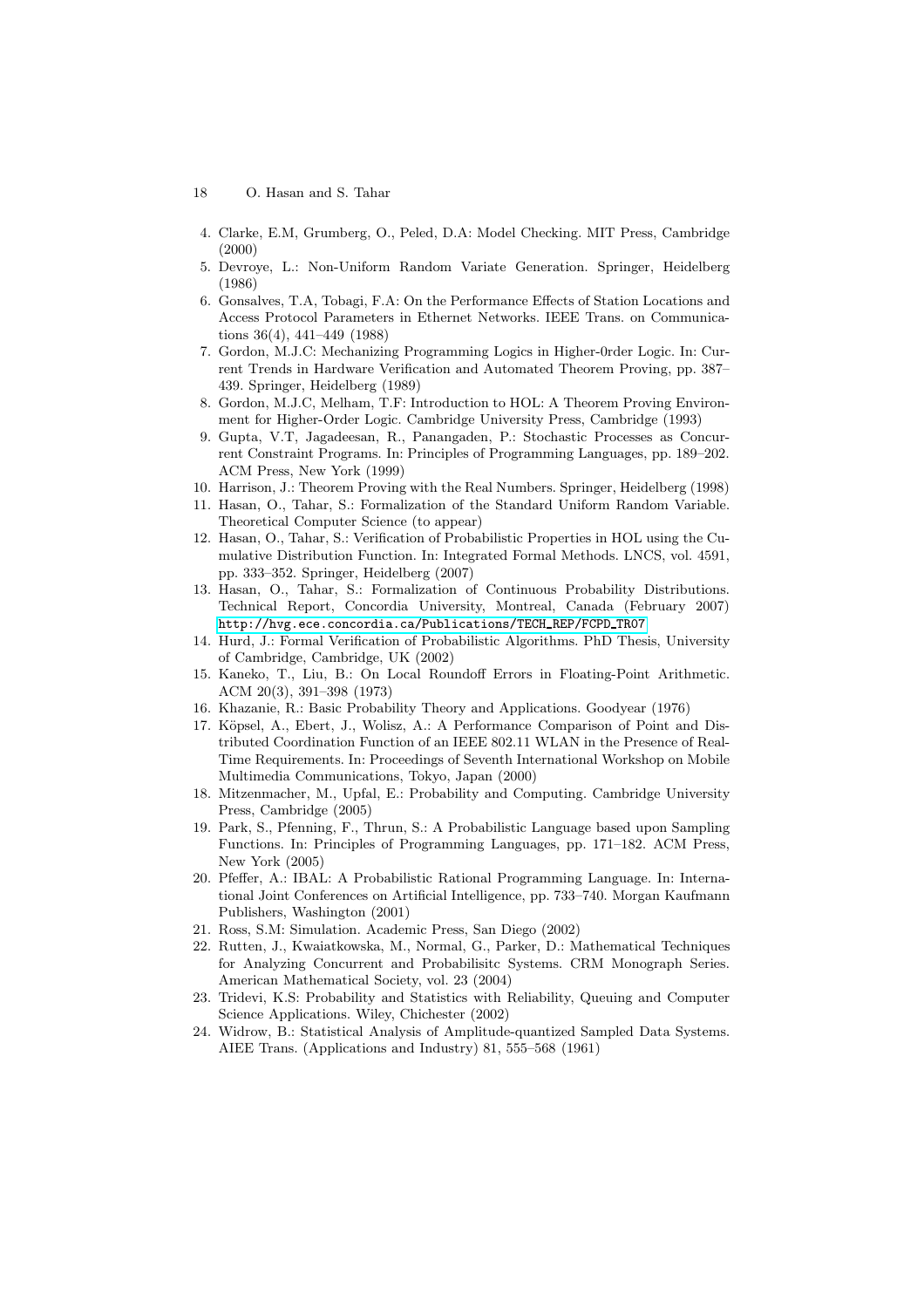4. Clarke, E.M, Grumberg, O., Peled, D.A: Model Checking. MIT Press, Cambridge (2000)
5. Devroye, L.: Non-Uniform Random Variate Generation. Springer, Heidelberg (1986)
6. Gonsalves, T.A, Tobagi, F.A: On the Performance Effects of Station Locations and Access Protocol Parameters in Ethernet Networks. IEEE Trans. on Communications 36(4), 441–449 (1988)
7. Gordon, M.J.C: Mechanizing Programming Logics in Higher-0rder Logic. In: Current Trends in Hardware Verification and Automated Theorem Proving, pp. 387–439. Springer, Heidelberg (1989)
8. Gordon, M.J.C, Melham, T.F: Introduction to HOL: A Theorem Proving Environment for Higher-Order Logic. Cambridge University Press, Cambridge (1993)
9. Gupta, V.T, Jagadeesan, R., Panangaden, P.: Stochastic Processes as Concurrent Constraint Programs. In: Principles of Programming Languages, pp. 189–202. ACM Press, New York (1999)
10. Harrison, J.: Theorem Proving with the Real Numbers. Springer, Heidelberg (1998)
11. Hasan, O., Tahar, S.: Formalization of the Standard Uniform Random Variable. Theoretical Computer Science (to appear)
12. Hasan, O., Tahar, S.: Verification of Probabilistic Properties in HOL using the Cumulative Distribution Function. In: Integrated Formal Methods. LNCS, vol. 4591, pp. 333–352. Springer, Heidelberg (2007)
13. Hasan, O., Tahar, S.: Formalization of Continuous Probability Distributions. Technical Report, Concordia University, Montreal, Canada (February 2007) http://hvg.ece.concordia.ca/Publications/TECH_REP/FCPD_TR07
14. Hurd, J.: Formal Verification of Probabilistic Algorithms. PhD Thesis, University of Cambridge, Cambridge, UK (2002)
15. Kaneko, T., Liu, B.: On Local Roundoff Errors in Floating-Point Arithmetic. ACM 20(3), 391–398 (1973)
16. Khazanie, R.: Basic Probability Theory and Applications. Goodyear (1976)
17. Köpsel, A., Ebert, J., Wolisz, A.: A Performance Comparison of Point and Distributed Coordination Function of an IEEE 802.11 WLAN in the Presence of Real-Time Requirements. In: Proceedings of Seventh International Workshop on Mobile Multimedia Communications, Tokyo, Japan (2000)
18. Mitzenmacher, M., Upfal, E.: Probability and Computing. Cambridge University Press, Cambridge (2005)
19. Park, S., Pfenning, F., Thrun, S.: A Probabilistic Language based upon Sampling Functions. In: Principles of Programming Languages, pp. 171–182. ACM Press, New York (2005)
20. Pfeffer, A.: IBAL: A Probabilistic Rational Programming Language. In: International Joint Conferences on Artificial Intelligence, pp. 733–740. Morgan Kaufmann Publishers, Washington (2001)
21. Ross, S.M: Simulation. Academic Press, San Diego (2002)
22. Rutten, J., Kwaiatkowska, M., Normal, G., Parker, D.: Mathematical Techniques for Analyzing Concurrent and Probabilisitc Systems. CRM Monograph Series. American Mathematical Society, vol. 23 (2004)
23. Tridevi, K.S: Probability and Statistics with Reliability, Queuing and Computer Science Applications. Wiley, Chichester (2002)
24. Widrow, B.: Statistical Analysis of Amplitude-quantized Sampled Data Systems. AIEE Trans. (Applications and Industry) 81, 555–568 (1961)